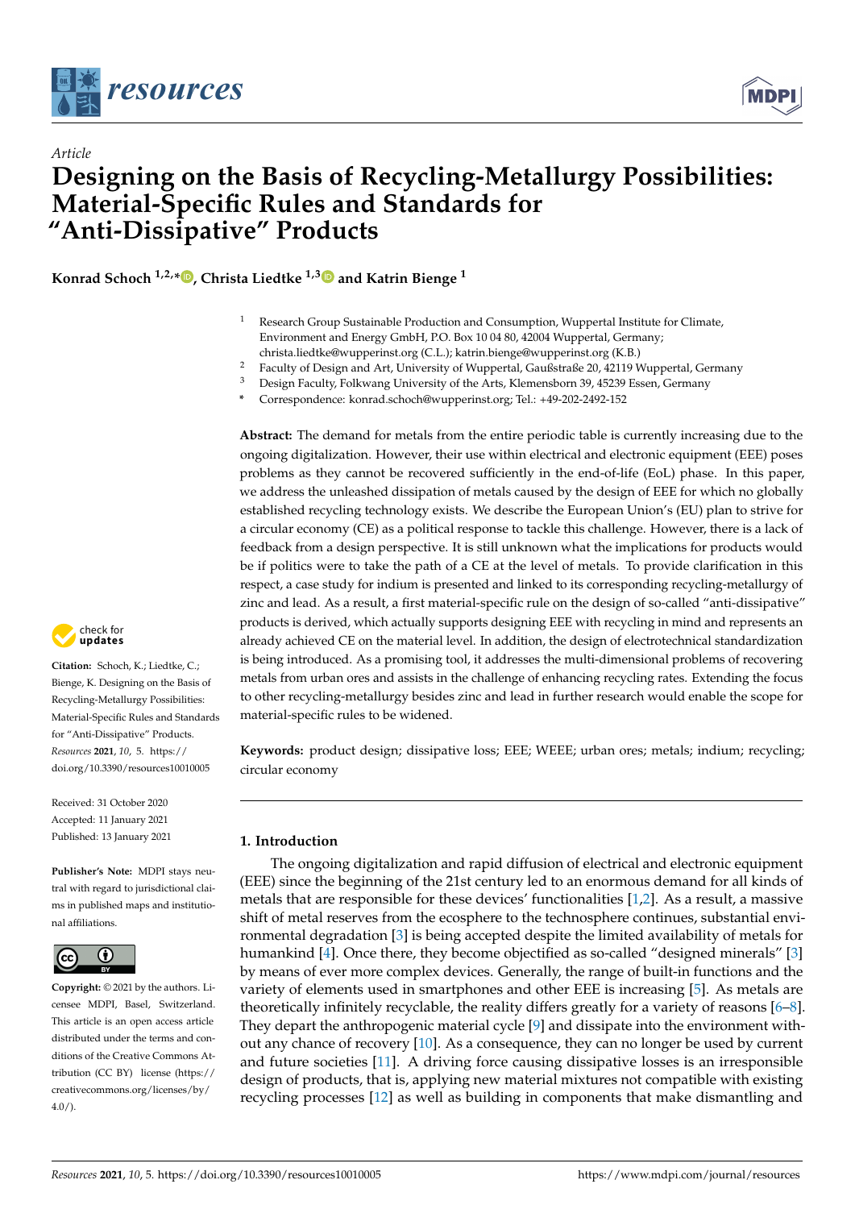*Article*

# Designing on the Basis of Recycling-Metallurgy Possibilities: Material-Specific Rules and Standards for "Anti-Dissipative" Products

**Konrad Schoch [1,2,*], Christa Liedtke [1,3] and Katrin Bienge [1]**

[1] Research Group Sustainable Production and Consumption, Wuppertal Institute for Climate, Environment and Energy GmbH, P.O. Box 10 04 80, 42004 Wuppertal, Germany; christa.liedtke@wupperinst.org (C.L.); katrin.bienge@wupperinst.org (K.B.)

[2] Faculty of Design and Art, University of Wuppertal, Gaußstraße 20, 42119 Wuppertal, Germany

[3] Design Faculty, Folkwang University of the Arts, Klemensborn 39, 45239 Essen, Germany

\* Correspondence: konrad.schoch@wupperinst.org; Tel.: +49-202-2492-152

**Abstract:** The demand for metals from the entire periodic table is currently increasing due to the ongoing digitalization. However, their use within electrical and electronic equipment (EEE) poses problems as they cannot be recovered sufficiently in the end-of-life (EoL) phase. In this paper, we address the unleashed dissipation of metals caused by the design of EEE for which no globally established recycling technology exists. We describe the European Union's (EU) plan to strive for a circular economy (CE) as a political response to tackle this challenge. However, there is a lack of feedback from a design perspective. It is still unknown what the implications for products would be if politics were to take the path of a CE at the level of metals. To provide clarification in this respect, a case study for indium is presented and linked to its corresponding recycling-metallurgy of zinc and lead. As a result, a first material-specific rule on the design of so-called "anti-dissipative" products is derived, which actually supports designing EEE with recycling in mind and represents an already achieved CE on the material level. In addition, the design of electrotechnical standardization is being introduced. As a promising tool, it addresses the multi-dimensional problems of recovering metals from urban ores and assists in the challenge of enhancing recycling rates. Extending the focus to other recycling-metallurgy besides zinc and lead in further research would enable the scope for material-specific rules to be widened.

**Keywords:** product design; dissipative loss; EEE; WEEE; urban ores; metals; indium; recycling; circular economy

**Citation:** Schoch, K.; Liedtke, C.; Bienge, K. Designing on the Basis of Recycling-Metallurgy Possibilities: Material-Specific Rules and Standards for "Anti-Dissipative" Products. *Resources* **2021**, *10*, 5. https://doi.org/10.3390/resources10010005

Received: 31 October 2020
Accepted: 11 January 2021
Published: 13 January 2021

**Publisher's Note:** MDPI stays neutral with regard to jurisdictional claims in published maps and institutional affiliations.

**Copyright:** © 2021 by the authors. Licensee MDPI, Basel, Switzerland. This article is an open access article distributed under the terms and conditions of the Creative Commons Attribution (CC BY) license (https://creativecommons.org/licenses/by/4.0/).

## 1. Introduction

The ongoing digitalization and rapid diffusion of electrical and electronic equipment (EEE) since the beginning of the 21st century led to an enormous demand for all kinds of metals that are responsible for these devices' functionalities [1,2]. As a result, a massive shift of metal reserves from the ecosphere to the technosphere continues, substantial environmental degradation [3] is being accepted despite the limited availability of metals for humankind [4]. Once there, they become objectified as so-called "designed minerals" [3] by means of ever more complex devices. Generally, the range of built-in functions and the variety of elements used in smartphones and other EEE is increasing [5]. As metals are theoretically infinitely recyclable, the reality differs greatly for a variety of reasons [6–8]. They depart the anthropogenic material cycle [9] and dissipate into the environment without any chance of recovery [10]. As a consequence, they can no longer be used by current and future societies [11]. A driving force causing dissipative losses is an irresponsible design of products, that is, applying new material mixtures not compatible with existing recycling processes [12] as well as building in components that make dismantling and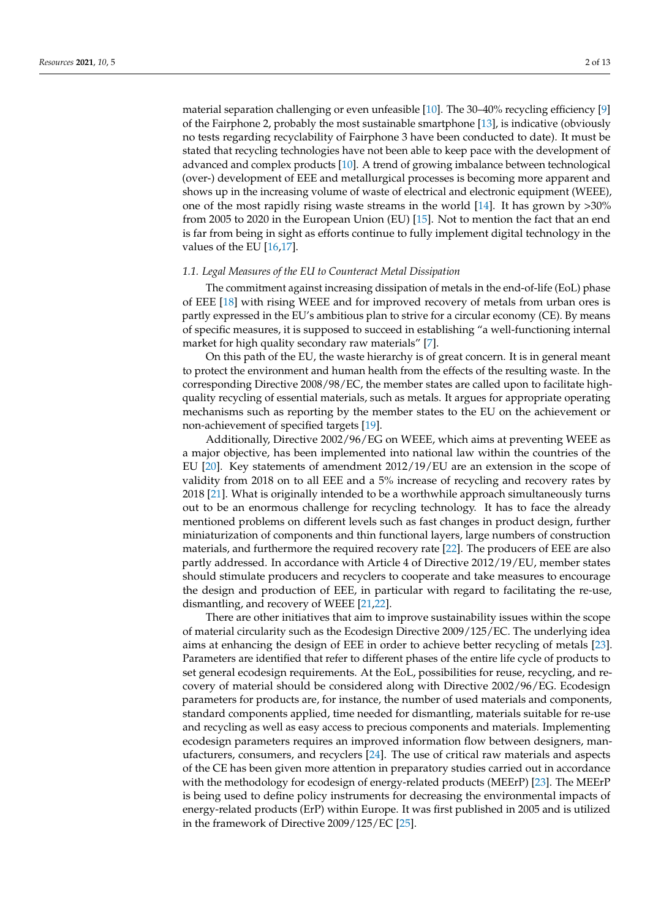material separation challenging or even unfeasible [10]. The 30–40% recycling efficiency [9] of the Fairphone 2, probably the most sustainable smartphone [13], is indicative (obviously no tests regarding recyclability of Fairphone 3 have been conducted to date). It must be stated that recycling technologies have not been able to keep pace with the development of advanced and complex products [10]. A trend of growing imbalance between technological (over-) development of EEE and metallurgical processes is becoming more apparent and shows up in the increasing volume of waste of electrical and electronic equipment (WEEE), one of the most rapidly rising waste streams in the world [14]. It has grown by >30% from 2005 to 2020 in the European Union (EU) [15]. Not to mention the fact that an end is far from being in sight as efforts continue to fully implement digital technology in the values of the EU [16,17].

### *1.1. Legal Measures of the EU to Counteract Metal Dissipation*

The commitment against increasing dissipation of metals in the end-of-life (EoL) phase of EEE [18] with rising WEEE and for improved recovery of metals from urban ores is partly expressed in the EU's ambitious plan to strive for a circular economy (CE). By means of specific measures, it is supposed to succeed in establishing "a well-functioning internal market for high quality secondary raw materials" [7].

On this path of the EU, the waste hierarchy is of great concern. It is in general meant to protect the environment and human health from the effects of the resulting waste. In the corresponding Directive 2008/98/EC, the member states are called upon to facilitate high-quality recycling of essential materials, such as metals. It argues for appropriate operating mechanisms such as reporting by the member states to the EU on the achievement or non-achievement of specified targets [19].

Additionally, Directive 2002/96/EG on WEEE, which aims at preventing WEEE as a major objective, has been implemented into national law within the countries of the EU [20]. Key statements of amendment 2012/19/EU are an extension in the scope of validity from 2018 on to all EEE and a 5% increase of recycling and recovery rates by 2018 [21]. What is originally intended to be a worthwhile approach simultaneously turns out to be an enormous challenge for recycling technology. It has to face the already mentioned problems on different levels such as fast changes in product design, further miniaturization of components and thin functional layers, large numbers of construction materials, and furthermore the required recovery rate [22]. The producers of EEE are also partly addressed. In accordance with Article 4 of Directive 2012/19/EU, member states should stimulate producers and recyclers to cooperate and take measures to encourage the design and production of EEE, in particular with regard to facilitating the re-use, dismantling, and recovery of WEEE [21,22].

There are other initiatives that aim to improve sustainability issues within the scope of material circularity such as the Ecodesign Directive 2009/125/EC. The underlying idea aims at enhancing the design of EEE in order to achieve better recycling of metals [23]. Parameters are identified that refer to different phases of the entire life cycle of products to set general ecodesign requirements. At the EoL, possibilities for reuse, recycling, and recovery of material should be considered along with Directive 2002/96/EG. Ecodesign parameters for products are, for instance, the number of used materials and components, standard components applied, time needed for dismantling, materials suitable for re-use and recycling as well as easy access to precious components and materials. Implementing ecodesign parameters requires an improved information flow between designers, manufacturers, consumers, and recyclers [24]. The use of critical raw materials and aspects of the CE has been given more attention in preparatory studies carried out in accordance with the methodology for ecodesign of energy-related products (MEErP) [23]. The MEErP is being used to define policy instruments for decreasing the environmental impacts of energy-related products (ErP) within Europe. It was first published in 2005 and is utilized in the framework of Directive 2009/125/EC [25].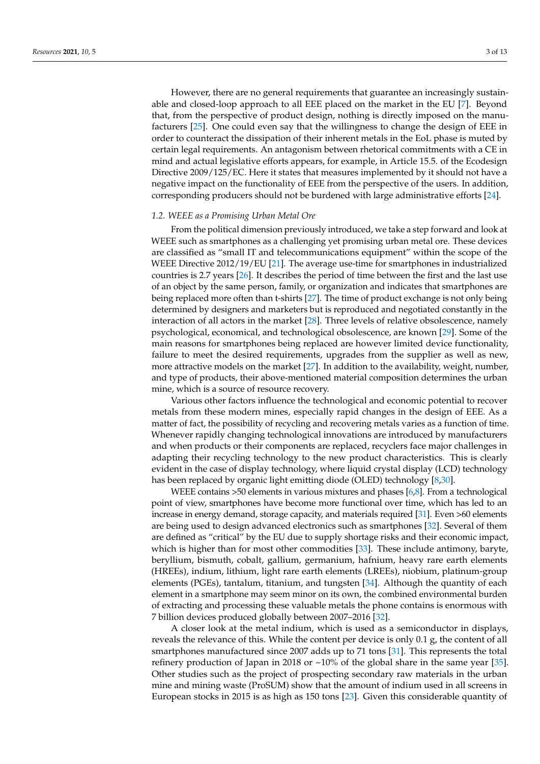However, there are no general requirements that guarantee an increasingly sustainable and closed-loop approach to all EEE placed on the market in the EU [7]. Beyond that, from the perspective of product design, nothing is directly imposed on the manufacturers [25]. One could even say that the willingness to change the design of EEE in order to counteract the dissipation of their inherent metals in the EoL phase is muted by certain legal requirements. An antagonism between rhetorical commitments with a CE in mind and actual legislative efforts appears, for example, in Article 15.5. of the Ecodesign Directive 2009/125/EC. Here it states that measures implemented by it should not have a negative impact on the functionality of EEE from the perspective of the users. In addition, corresponding producers should not be burdened with large administrative efforts [24].

### *1.2. WEEE as a Promising Urban Metal Ore*

From the political dimension previously introduced, we take a step forward and look at WEEE such as smartphones as a challenging yet promising urban metal ore. These devices are classified as "small IT and telecommunications equipment" within the scope of the WEEE Directive 2012/19/EU [21]. The average use-time for smartphones in industrialized countries is 2.7 years [26]. It describes the period of time between the first and the last use of an object by the same person, family, or organization and indicates that smartphones are being replaced more often than t-shirts [27]. The time of product exchange is not only being determined by designers and marketers but is reproduced and negotiated constantly in the interaction of all actors in the market [28]. Three levels of relative obsolescence, namely psychological, economical, and technological obsolescence, are known [29]. Some of the main reasons for smartphones being replaced are however limited device functionality, failure to meet the desired requirements, upgrades from the supplier as well as new, more attractive models on the market [27]. In addition to the availability, weight, number, and type of products, their above-mentioned material composition determines the urban mine, which is a source of resource recovery.

Various other factors influence the technological and economic potential to recover metals from these modern mines, especially rapid changes in the design of EEE. As a matter of fact, the possibility of recycling and recovering metals varies as a function of time. Whenever rapidly changing technological innovations are introduced by manufacturers and when products or their components are replaced, recyclers face major challenges in adapting their recycling technology to the new product characteristics. This is clearly evident in the case of display technology, where liquid crystal display (LCD) technology has been replaced by organic light emitting diode (OLED) technology [8,30].

WEEE contains >50 elements in various mixtures and phases [6,8]. From a technological point of view, smartphones have become more functional over time, which has led to an increase in energy demand, storage capacity, and materials required [31]. Even >60 elements are being used to design advanced electronics such as smartphones [32]. Several of them are defined as "critical" by the EU due to supply shortage risks and their economic impact, which is higher than for most other commodities [33]. These include antimony, baryte, beryllium, bismuth, cobalt, gallium, germanium, hafnium, heavy rare earth elements (HREEs), indium, lithium, light rare earth elements (LREEs), niobium, platinum-group elements (PGEs), tantalum, titanium, and tungsten [34]. Although the quantity of each element in a smartphone may seem minor on its own, the combined environmental burden of extracting and processing these valuable metals the phone contains is enormous with 7 billion devices produced globally between 2007–2016 [32].

A closer look at the metal indium, which is used as a semiconductor in displays, reveals the relevance of this. While the content per device is only 0.1 g, the content of all smartphones manufactured since 2007 adds up to 71 tons [31]. This represents the total refinery production of Japan in 2018 or ~10% of the global share in the same year [35]. Other studies such as the project of prospecting secondary raw materials in the urban mine and mining waste (ProSUM) show that the amount of indium used in all screens in European stocks in 2015 is as high as 150 tons [23]. Given this considerable quantity of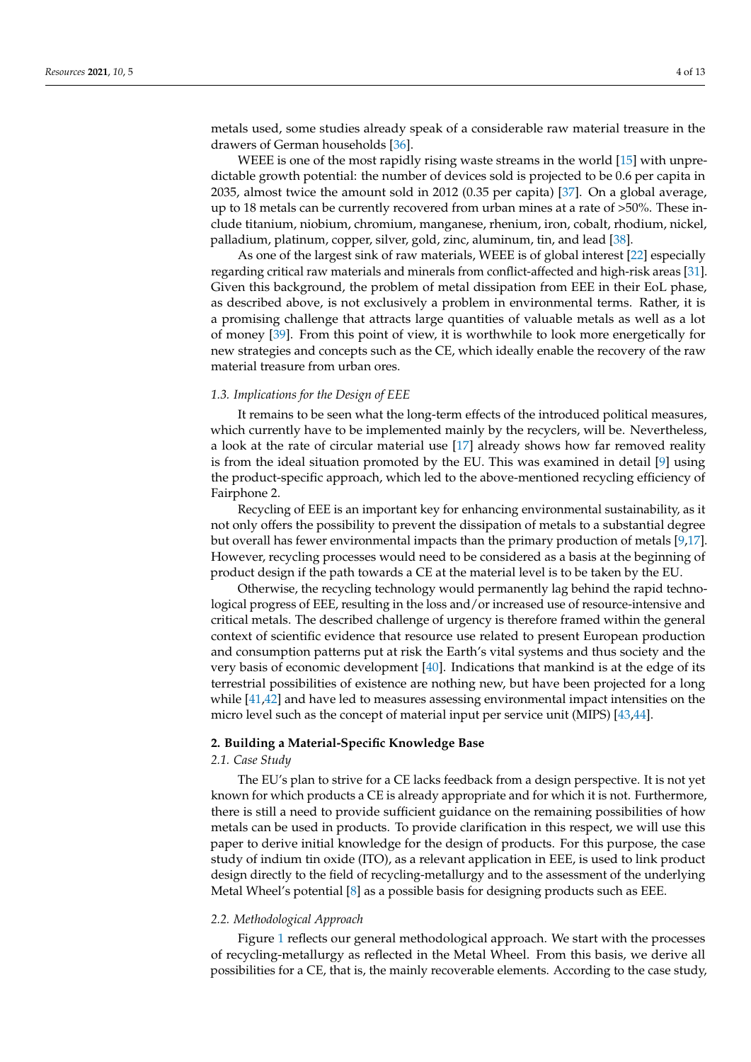metals used, some studies already speak of a considerable raw material treasure in the drawers of German households [36].

WEEE is one of the most rapidly rising waste streams in the world [15] with unpredictable growth potential: the number of devices sold is projected to be 0.6 per capita in 2035, almost twice the amount sold in 2012 (0.35 per capita) [37]. On a global average, up to 18 metals can be currently recovered from urban mines at a rate of >50%. These include titanium, niobium, chromium, manganese, rhenium, iron, cobalt, rhodium, nickel, palladium, platinum, copper, silver, gold, zinc, aluminum, tin, and lead [38].

As one of the largest sink of raw materials, WEEE is of global interest [22] especially regarding critical raw materials and minerals from conflict-affected and high-risk areas [31]. Given this background, the problem of metal dissipation from EEE in their EoL phase, as described above, is not exclusively a problem in environmental terms. Rather, it is a promising challenge that attracts large quantities of valuable metals as well as a lot of money [39]. From this point of view, it is worthwhile to look more energetically for new strategies and concepts such as the CE, which ideally enable the recovery of the raw material treasure from urban ores.

### *1.3. Implications for the Design of EEE*

It remains to be seen what the long-term effects of the introduced political measures, which currently have to be implemented mainly by the recyclers, will be. Nevertheless, a look at the rate of circular material use [17] already shows how far removed reality is from the ideal situation promoted by the EU. This was examined in detail [9] using the product-specific approach, which led to the above-mentioned recycling efficiency of Fairphone 2.

Recycling of EEE is an important key for enhancing environmental sustainability, as it not only offers the possibility to prevent the dissipation of metals to a substantial degree but overall has fewer environmental impacts than the primary production of metals [9,17]. However, recycling processes would need to be considered as a basis at the beginning of product design if the path towards a CE at the material level is to be taken by the EU.

Otherwise, the recycling technology would permanently lag behind the rapid technological progress of EEE, resulting in the loss and/or increased use of resource-intensive and critical metals. The described challenge of urgency is therefore framed within the general context of scientific evidence that resource use related to present European production and consumption patterns put at risk the Earth's vital systems and thus society and the very basis of economic development [40]. Indications that mankind is at the edge of its terrestrial possibilities of existence are nothing new, but have been projected for a long while [41,42] and have led to measures assessing environmental impact intensities on the micro level such as the concept of material input per service unit (MIPS) [43,44].

## 2. Building a Material-Specific Knowledge Base

### *2.1. Case Study*

The EU's plan to strive for a CE lacks feedback from a design perspective. It is not yet known for which products a CE is already appropriate and for which it is not. Furthermore, there is still a need to provide sufficient guidance on the remaining possibilities of how metals can be used in products. To provide clarification in this respect, we will use this paper to derive initial knowledge for the design of products. For this purpose, the case study of indium tin oxide (ITO), as a relevant application in EEE, is used to link product design directly to the field of recycling-metallurgy and to the assessment of the underlying Metal Wheel's potential [8] as a possible basis for designing products such as EEE.

### *2.2. Methodological Approach*

Figure 1 reflects our general methodological approach. We start with the processes of recycling-metallurgy as reflected in the Metal Wheel. From this basis, we derive all possibilities for a CE, that is, the mainly recoverable elements. According to the case study,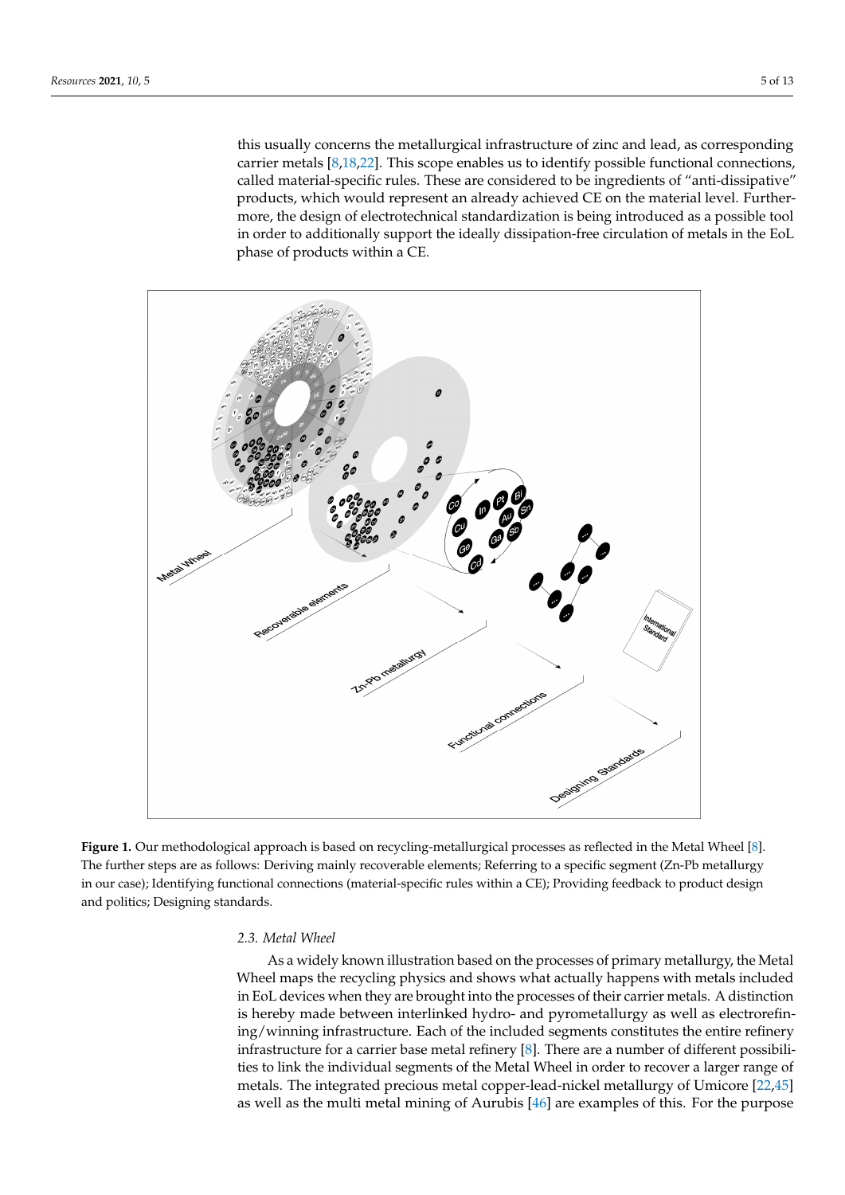this usually concerns the metallurgical infrastructure of zinc and lead, as corresponding carrier metals [8,18,22]. This scope enables us to identify possible functional connections, called material-specific rules. These are considered to be ingredients of "anti-dissipative" products, which would represent an already achieved CE on the material level. Furthermore, the design of electrotechnical standardization is being introduced as a possible tool in order to additionally support the ideally dissipation-free circulation of metals in the EoL phase of products within a CE.

**Figure 1.** Our methodological approach is based on recycling-metallurgical processes as reflected in the Metal Wheel [8]. The further steps are as follows: Deriving mainly recoverable elements; Referring to a specific segment (Zn-Pb metallurgy in our case); Identifying functional connections (material-specific rules within a CE); Providing feedback to product design and politics; Designing standards.

### 2.3. Metal Wheel

As a widely known illustration based on the processes of primary metallurgy, the Metal Wheel maps the recycling physics and shows what actually happens with metals included in EoL devices when they are brought into the processes of their carrier metals. A distinction is hereby made between interlinked hydro- and pyrometallurgy as well as electrorefining/winning infrastructure. Each of the included segments constitutes the entire refinery infrastructure for a carrier base metal refinery [8]. There are a number of different possibilities to link the individual segments of the Metal Wheel in order to recover a larger range of metals. The integrated precious metal copper-lead-nickel metallurgy of Umicore [22,45] as well as the multi metal mining of Aurubis [46] are examples of this. For the purpose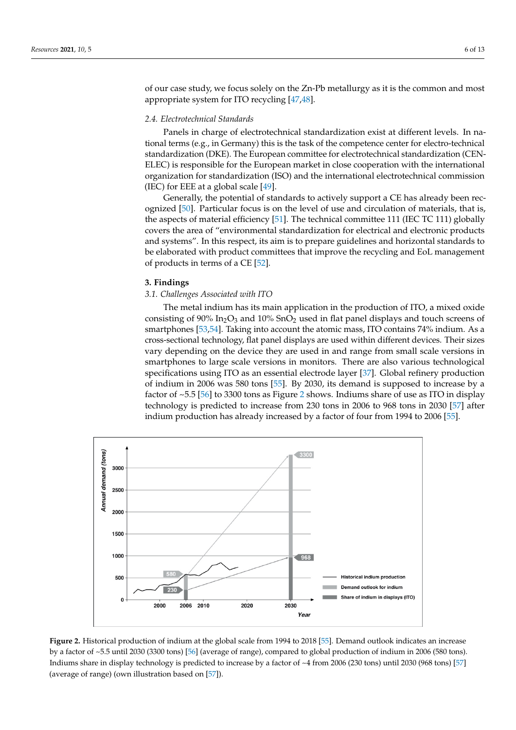of our case study, we focus solely on the Zn-Pb metallurgy as it is the common and most appropriate system for ITO recycling [47,48].

### 2.4. Electrotechnical Standards

Panels in charge of electrotechnical standardization exist at different levels. In national terms (e.g., in Germany) this is the task of the competence center for electro-technical standardization (DKE). The European committee for electrotechnical standardization (CENELEC) is responsible for the European market in close cooperation with the international organization for standardization (ISO) and the international electrotechnical commission (IEC) for EEE at a global scale [49].

Generally, the potential of standards to actively support a CE has already been recognized [50]. Particular focus is on the level of use and circulation of materials, that is, the aspects of material efficiency [51]. The technical committee 111 (IEC TC 111) globally covers the area of "environmental standardization for electrical and electronic products and systems". In this respect, its aim is to prepare guidelines and horizontal standards to be elaborated with product committees that improve the recycling and EoL management of products in terms of a CE [52].

## 3. Findings

### 3.1. Challenges Associated with ITO

The metal indium has its main application in the production of ITO, a mixed oxide consisting of 90% $In_2O_3$ and 10% $SnO_2$ used in flat panel displays and touch screens of smartphones [53,54]. Taking into account the atomic mass, ITO contains 74% indium. As a cross-sectional technology, flat panel displays are used within different devices. Their sizes vary depending on the device they are used in and range from small scale versions in smartphones to large scale versions in monitors. There are also various technological specifications using ITO as an essential electrode layer [37]. Global refinery production of indium in 2006 was 580 tons [55]. By 2030, its demand is supposed to increase by a factor of ~5.5 [56] to 3300 tons as Figure 2 shows. Indiums share of use as ITO in display technology is predicted to increase from 230 tons in 2006 to 968 tons in 2030 [57] after indium production has already increased by a factor of four from 1994 to 2006 [55].

**Figure 2.** Historical production of indium at the global scale from 1994 to 2018 [55]. Demand outlook indicates an increase by a factor of ~5.5 until 2030 (3300 tons) [56] (average of range), compared to global production of indium in 2006 (580 tons). Indiums share in display technology is predicted to increase by a factor of ~4 from 2006 (230 tons) until 2030 (968 tons) [57] (average of range) (own illustration based on [57]).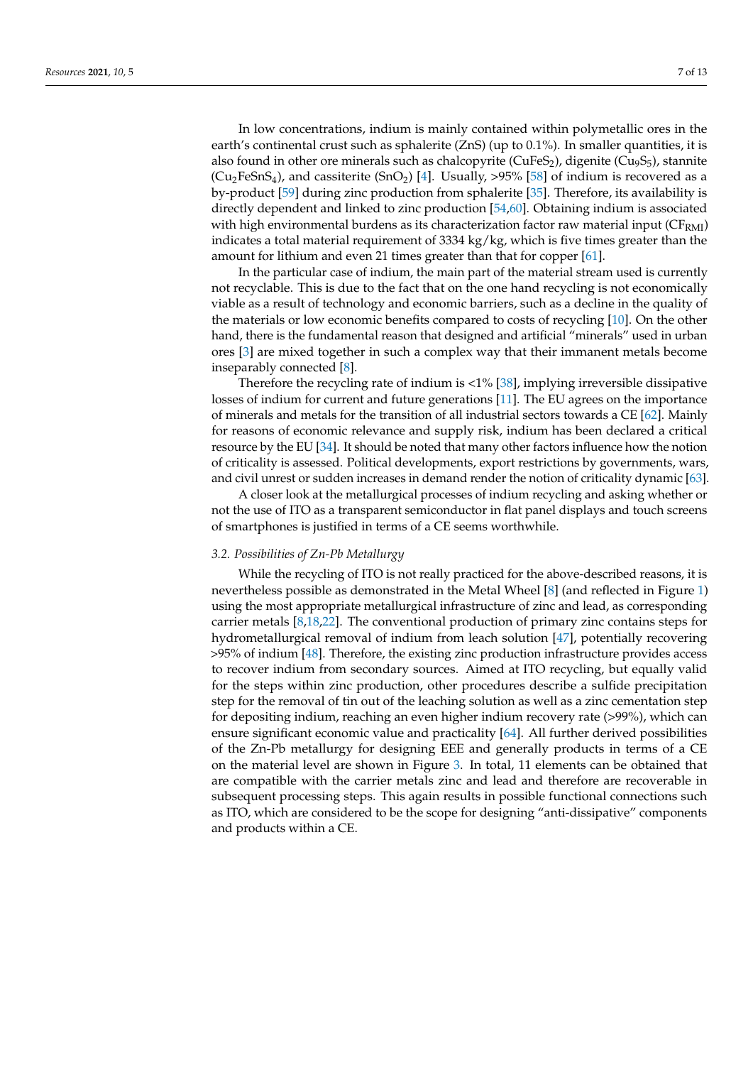In low concentrations, indium is mainly contained within polymetallic ores in the earth's continental crust such as sphalerite ($ZnS$) (up to 0.1%). In smaller quantities, it is also found in other ore minerals such as chalcopyrite ($CuFeS_2$), digenite ($Cu_9S_5$), stannite ($Cu_2FeSnS_4$), and cassiterite ($SnO_2$) [4]. Usually, >95% [58] of indium is recovered as a by-product [59] during zinc production from sphalerite [35]. Therefore, its availability is directly dependent and linked to zinc production [54,60]. Obtaining indium is associated with high environmental burdens as its characterization factor raw material input ($CF_{RMI}$) indicates a total material requirement of 3334 kg/kg, which is five times greater than the amount for lithium and even 21 times greater than that for copper [61].

In the particular case of indium, the main part of the material stream used is currently not recyclable. This is due to the fact that on the one hand recycling is not economically viable as a result of technology and economic barriers, such as a decline in the quality of the materials or low economic benefits compared to costs of recycling [10]. On the other hand, there is the fundamental reason that designed and artificial "minerals" used in urban ores [3] are mixed together in such a complex way that their immanent metals become inseparably connected [8].

Therefore the recycling rate of indium is <1% [38], implying irreversible dissipative losses of indium for current and future generations [11]. The EU agrees on the importance of minerals and metals for the transition of all industrial sectors towards a CE [62]. Mainly for reasons of economic relevance and supply risk, indium has been declared a critical resource by the EU [34]. It should be noted that many other factors influence how the notion of criticality is assessed. Political developments, export restrictions by governments, wars, and civil unrest or sudden increases in demand render the notion of criticality dynamic [63].

A closer look at the metallurgical processes of indium recycling and asking whether or not the use of ITO as a transparent semiconductor in flat panel displays and touch screens of smartphones is justified in terms of a CE seems worthwhile.

### *3.2. Possibilities of Zn-Pb Metallurgy*

While the recycling of ITO is not really practiced for the above-described reasons, it is nevertheless possible as demonstrated in the Metal Wheel [8] (and reflected in Figure 1) using the most appropriate metallurgical infrastructure of zinc and lead, as corresponding carrier metals [8,18,22]. The conventional production of primary zinc contains steps for hydrometallurgical removal of indium from leach solution [47], potentially recovering >95% of indium [48]. Therefore, the existing zinc production infrastructure provides access to recover indium from secondary sources. Aimed at ITO recycling, but equally valid for the steps within zinc production, other procedures describe a sulfide precipitation step for the removal of tin out of the leaching solution as well as a zinc cementation step for depositing indium, reaching an even higher indium recovery rate (>99%), which can ensure significant economic value and practicality [64]. All further derived possibilities of the Zn-Pb metallurgy for designing EEE and generally products in terms of a CE on the material level are shown in Figure 3. In total, 11 elements can be obtained that are compatible with the carrier metals zinc and lead and therefore are recoverable in subsequent processing steps. This again results in possible functional connections such as ITO, which are considered to be the scope for designing "anti-dissipative" components and products within a CE.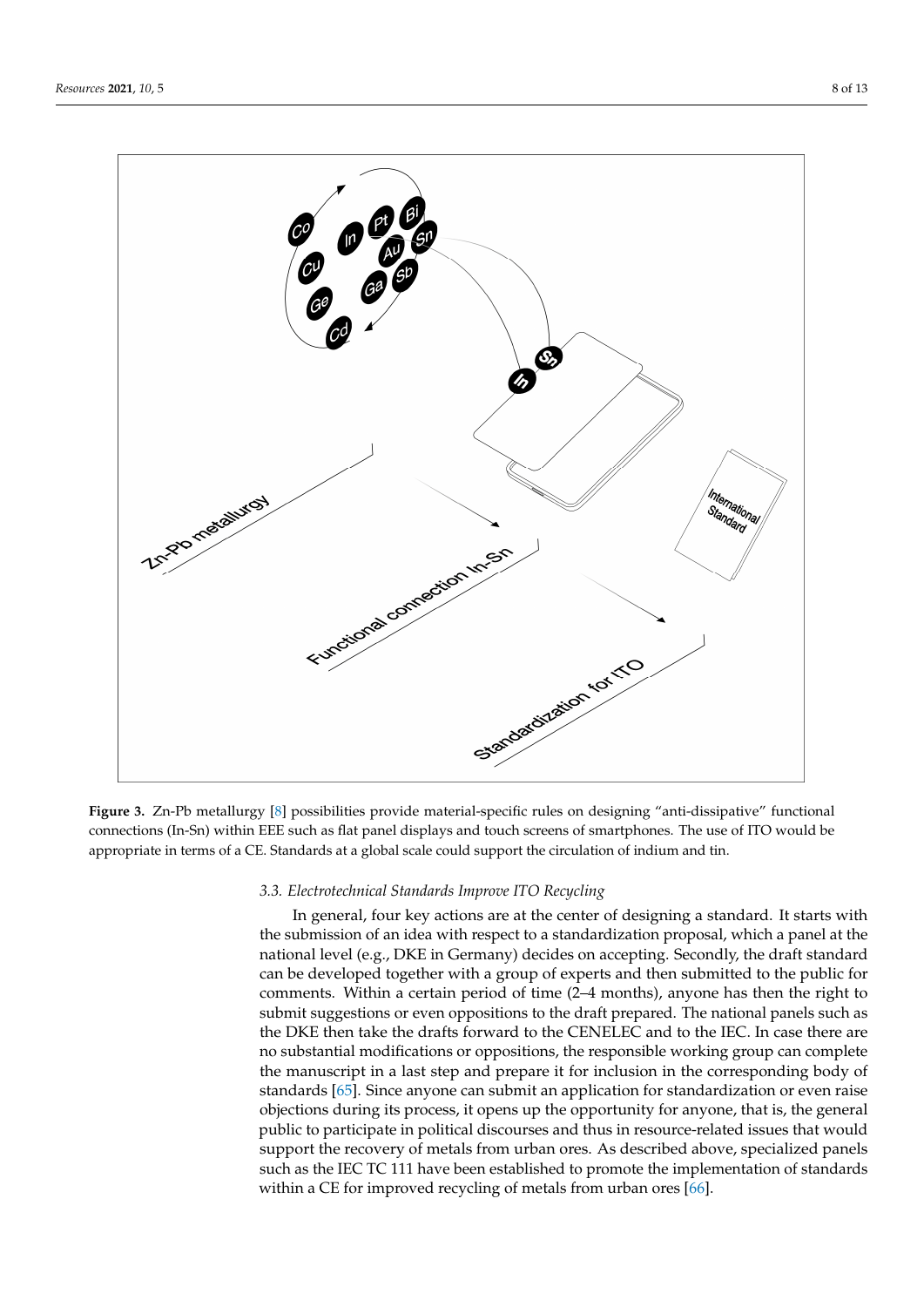**Figure 3.** Zn-Pb metallurgy [8] possibilities provide material-specific rules on designing "anti-dissipative" functional connections (In-Sn) within EEE such as flat panel displays and touch screens of smartphones. The use of ITO would be appropriate in terms of a CE. Standards at a global scale could support the circulation of indium and tin.

### *3.3. Electrotechnical Standards Improve ITO Recycling*

In general, four key actions are at the center of designing a standard. It starts with the submission of an idea with respect to a standardization proposal, which a panel at the national level (e.g., DKE in Germany) decides on accepting. Secondly, the draft standard can be developed together with a group of experts and then submitted to the public for comments. Within a certain period of time (2–4 months), anyone has then the right to submit suggestions or even oppositions to the draft prepared. The national panels such as the DKE then take the drafts forward to the CENELEC and to the IEC. In case there are no substantial modifications or oppositions, the responsible working group can complete the manuscript in a last step and prepare it for inclusion in the corresponding body of standards [65]. Since anyone can submit an application for standardization or even raise objections during its process, it opens up the opportunity for anyone, that is, the general public to participate in political discourses and thus in resource-related issues that would support the recovery of metals from urban ores. As described above, specialized panels such as the IEC TC 111 have been established to promote the implementation of standards within a CE for improved recycling of metals from urban ores [66].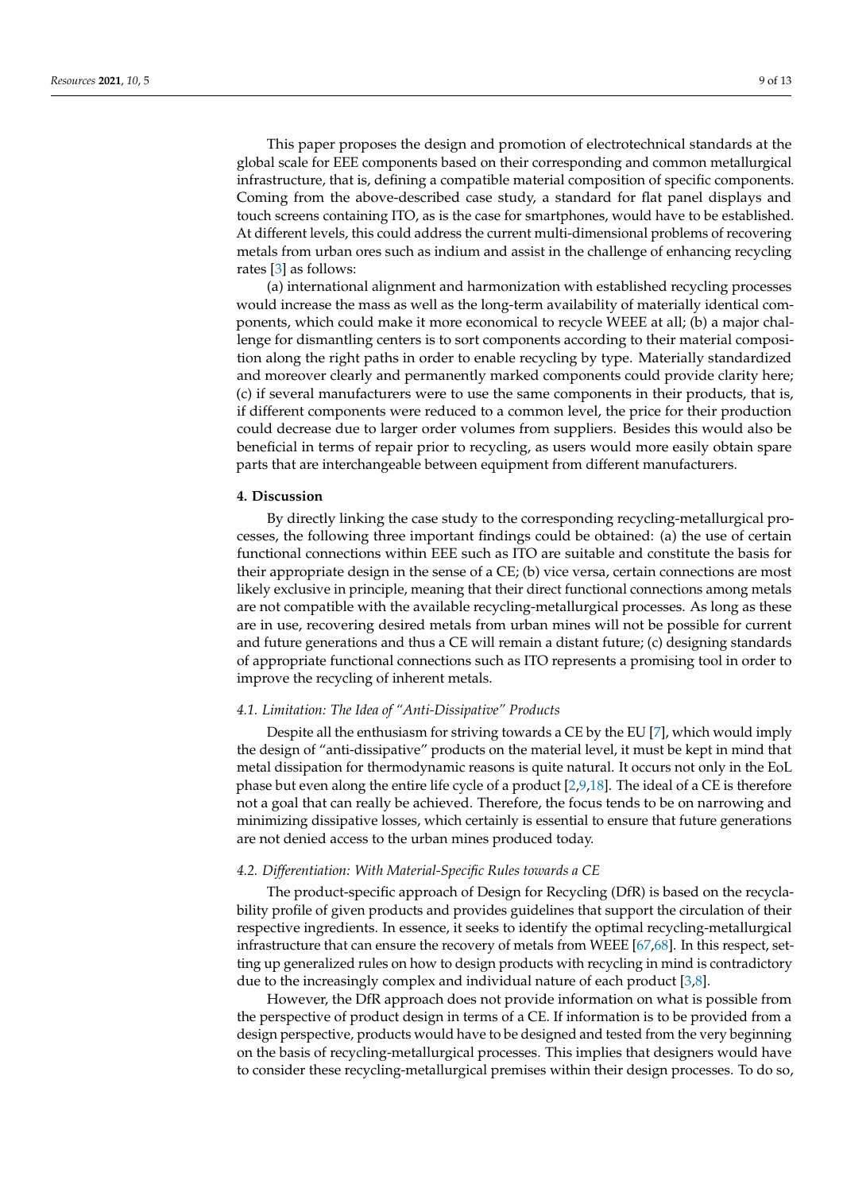This paper proposes the design and promotion of electrotechnical standards at the global scale for EEE components based on their corresponding and common metallurgical infrastructure, that is, defining a compatible material composition of specific components. Coming from the above-described case study, a standard for flat panel displays and touch screens containing ITO, as is the case for smartphones, would have to be established. At different levels, this could address the current multi-dimensional problems of recovering metals from urban ores such as indium and assist in the challenge of enhancing recycling rates [3] as follows:

(a) international alignment and harmonization with established recycling processes would increase the mass as well as the long-term availability of materially identical components, which could make it more economical to recycle WEEE at all; (b) a major challenge for dismantling centers is to sort components according to their material composition along the right paths in order to enable recycling by type. Materially standardized and moreover clearly and permanently marked components could provide clarity here; (c) if several manufacturers were to use the same components in their products, that is, if different components were reduced to a common level, the price for their production could decrease due to larger order volumes from suppliers. Besides this would also be beneficial in terms of repair prior to recycling, as users would more easily obtain spare parts that are interchangeable between equipment from different manufacturers.

## 4. Discussion

By directly linking the case study to the corresponding recycling-metallurgical processes, the following three important findings could be obtained: (a) the use of certain functional connections within EEE such as ITO are suitable and constitute the basis for their appropriate design in the sense of a CE; (b) vice versa, certain connections are most likely exclusive in principle, meaning that their direct functional connections among metals are not compatible with the available recycling-metallurgical processes. As long as these are in use, recovering desired metals from urban mines will not be possible for current and future generations and thus a CE will remain a distant future; (c) designing standards of appropriate functional connections such as ITO represents a promising tool in order to improve the recycling of inherent metals.

### *4.1. Limitation: The Idea of "Anti-Dissipative" Products*

Despite all the enthusiasm for striving towards a CE by the EU [7], which would imply the design of "anti-dissipative" products on the material level, it must be kept in mind that metal dissipation for thermodynamic reasons is quite natural. It occurs not only in the EoL phase but even along the entire life cycle of a product [2,9,18]. The ideal of a CE is therefore not a goal that can really be achieved. Therefore, the focus tends to be on narrowing and minimizing dissipative losses, which certainly is essential to ensure that future generations are not denied access to the urban mines produced today.

### *4.2. Differentiation: With Material-Specific Rules towards a CE*

The product-specific approach of Design for Recycling (DfR) is based on the recyclability profile of given products and provides guidelines that support the circulation of their respective ingredients. In essence, it seeks to identify the optimal recycling-metallurgical infrastructure that can ensure the recovery of metals from WEEE [67,68]. In this respect, setting up generalized rules on how to design products with recycling in mind is contradictory due to the increasingly complex and individual nature of each product [3,8].

However, the DfR approach does not provide information on what is possible from the perspective of product design in terms of a CE. If information is to be provided from a design perspective, products would have to be designed and tested from the very beginning on the basis of recycling-metallurgical processes. This implies that designers would have to consider these recycling-metallurgical premises within their design processes. To do so,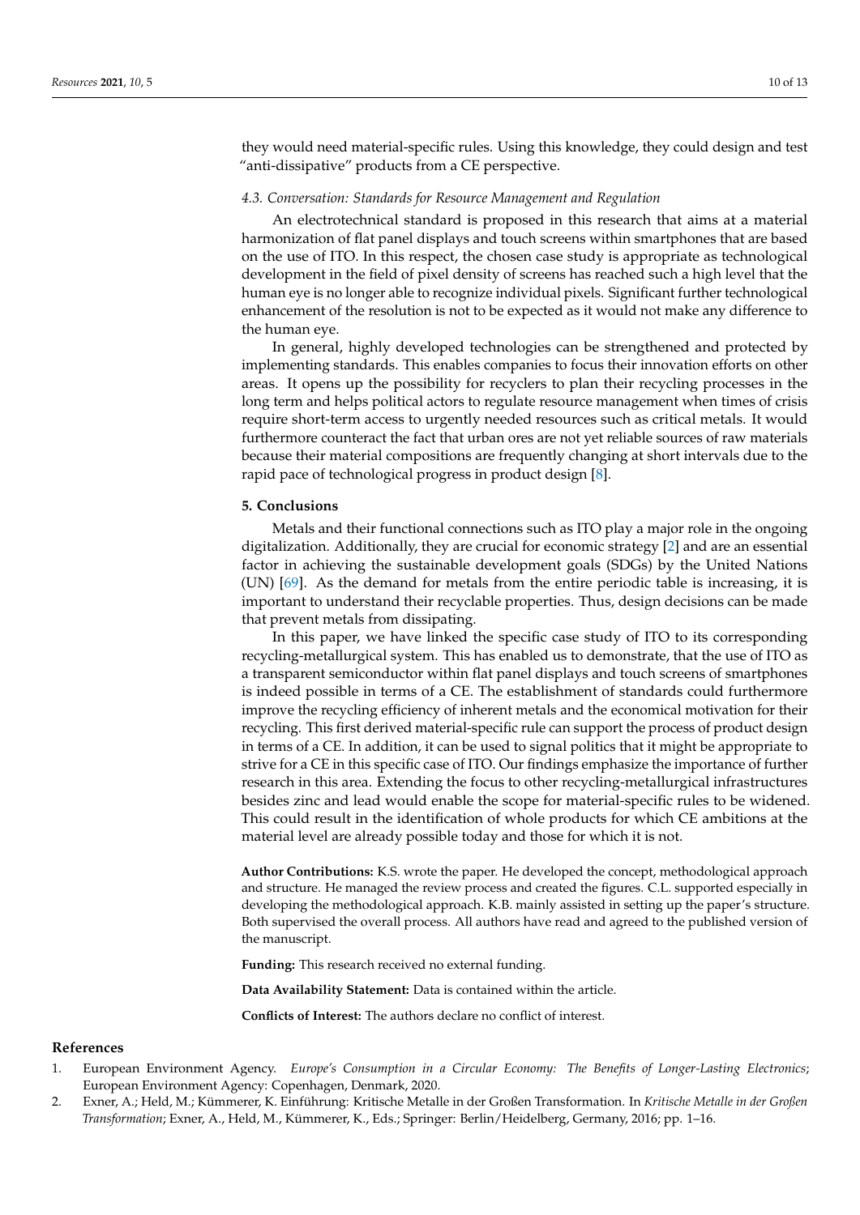they would need material-specific rules. Using this knowledge, they could design and test "anti-dissipative" products from a CE perspective.

### 4.3. Conversation: Standards for Resource Management and Regulation

An electrotechnical standard is proposed in this research that aims at a material harmonization of flat panel displays and touch screens within smartphones that are based on the use of ITO. In this respect, the chosen case study is appropriate as technological development in the field of pixel density of screens has reached such a high level that the human eye is no longer able to recognize individual pixels. Significant further technological enhancement of the resolution is not to be expected as it would not make any difference to the human eye.

In general, highly developed technologies can be strengthened and protected by implementing standards. This enables companies to focus their innovation efforts on other areas. It opens up the possibility for recyclers to plan their recycling processes in the long term and helps political actors to regulate resource management when times of crisis require short-term access to urgently needed resources such as critical metals. It would furthermore counteract the fact that urban ores are not yet reliable sources of raw materials because their material compositions are frequently changing at short intervals due to the rapid pace of technological progress in product design [8].

## 5. Conclusions

Metals and their functional connections such as ITO play a major role in the ongoing digitalization. Additionally, they are crucial for economic strategy [2] and are an essential factor in achieving the sustainable development goals (SDGs) by the United Nations (UN) [69]. As the demand for metals from the entire periodic table is increasing, it is important to understand their recyclable properties. Thus, design decisions can be made that prevent metals from dissipating.

In this paper, we have linked the specific case study of ITO to its corresponding recycling-metallurgical system. This has enabled us to demonstrate, that the use of ITO as a transparent semiconductor within flat panel displays and touch screens of smartphones is indeed possible in terms of a CE. The establishment of standards could furthermore improve the recycling efficiency of inherent metals and the economical motivation for their recycling. This first derived material-specific rule can support the process of product design in terms of a CE. In addition, it can be used to signal politics that it might be appropriate to strive for a CE in this specific case of ITO. Our findings emphasize the importance of further research in this area. Extending the focus to other recycling-metallurgical infrastructures besides zinc and lead would enable the scope for material-specific rules to be widened. This could result in the identification of whole products for which CE ambitions at the material level are already possible today and those for which it is not.

**Author Contributions:** K.S. wrote the paper. He developed the concept, methodological approach and structure. He managed the review process and created the figures. C.L. supported especially in developing the methodological approach. K.B. mainly assisted in setting up the paper's structure. Both supervised the overall process. All authors have read and agreed to the published version of the manuscript.

**Funding:** This research received no external funding.

**Data Availability Statement:** Data is contained within the article.

**Conflicts of Interest:** The authors declare no conflict of interest.

## References

1. European Environment Agency. *Europe's Consumption in a Circular Economy: The Benefits of Longer-Lasting Electronics*; European Environment Agency: Copenhagen, Denmark, 2020.
2. Exner, A.; Held, M.; Kümmerer, K. Einführung: Kritische Metalle in der Großen Transformation. In *Kritische Metalle in der Großen Transformation*; Exner, A., Held, M., Kümmerer, K., Eds.; Springer: Berlin/Heidelberg, Germany, 2016; pp. 1–16.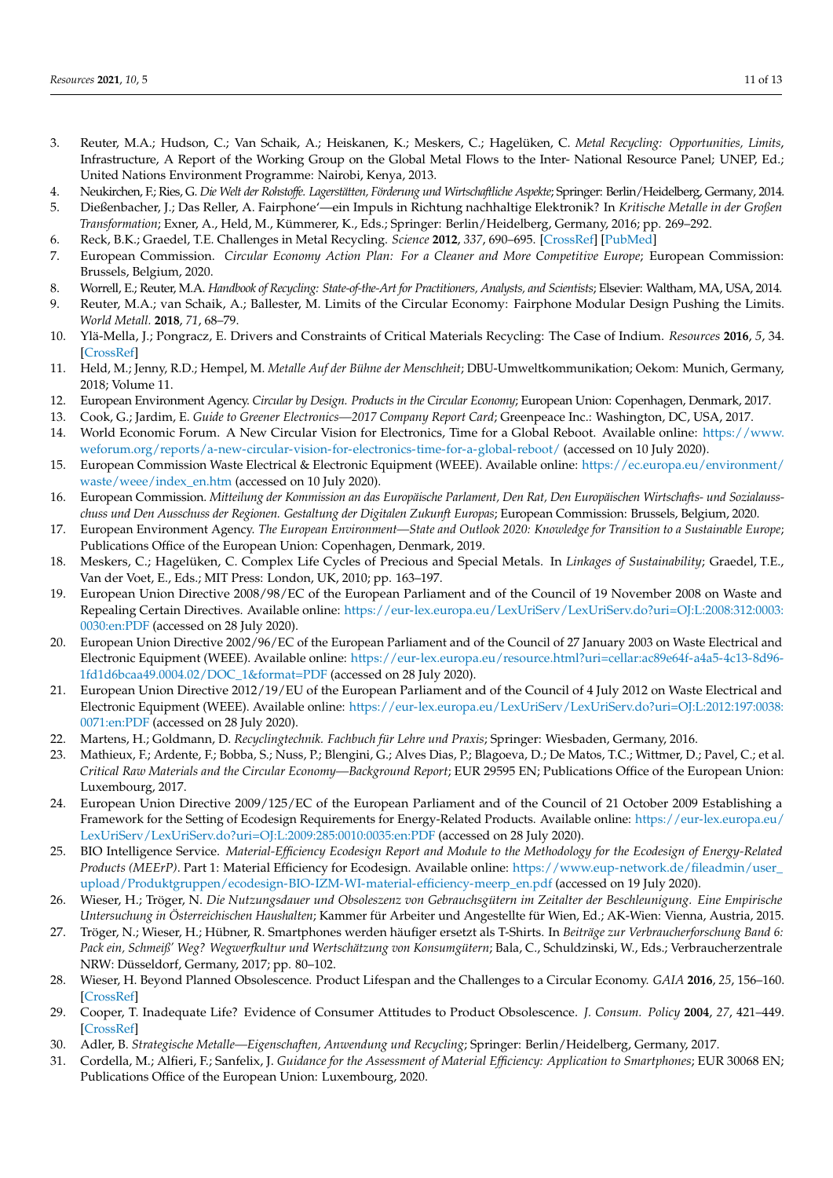3. Reuter, M.A.; Hudson, C.; Van Schaik, A.; Heiskanen, K.; Meskers, C.; Hagelüken, C. *Metal Recycling: Opportunities, Limits*, Infrastructure, A Report of the Working Group on the Global Metal Flows to the Inter- National Resource Panel; UNEP, Ed.; United Nations Environment Programme: Nairobi, Kenya, 2013.
4. Neukirchen, F.; Ries, G. *Die Welt der Rohstoffe. Lagerstätten, Förderung und Wirtschaftliche Aspekte*; Springer: Berlin/Heidelberg, Germany, 2014.
5. Dießenbacher, J.; Das Reller, A. Fairphone'—ein Impuls in Richtung nachhaltige Elektronik? In *Kritische Metalle in der Großen Transformation*; Exner, A., Held, M., Kümmerer, K., Eds.; Springer: Berlin/Heidelberg, Germany, 2016; pp. 269–292.
6. Reck, B.K.; Graedel, T.E. Challenges in Metal Recycling. *Science* **2012**, *337*, 690–695. [CrossRef] [PubMed]
7. European Commission. *Circular Economy Action Plan: For a Cleaner and More Competitive Europe*; European Commission: Brussels, Belgium, 2020.
8. Worrell, E.; Reuter, M.A. *Handbook of Recycling: State-of-the-Art for Practitioners, Analysts, and Scientists*; Elsevier: Waltham, MA, USA, 2014.
9. Reuter, M.A.; van Schaik, A.; Ballester, M. Limits of the Circular Economy: Fairphone Modular Design Pushing the Limits. *World Metall.* **2018**, *71*, 68–79.
10. Ylä-Mella, J.; Pongracz, E. Drivers and Constraints of Critical Materials Recycling: The Case of Indium. *Resources* **2016**, *5*, 34. [CrossRef]
11. Held, M.; Jenny, R.D.; Hempel, M. *Metalle Auf der Bühne der Menschheit*; DBU-Umweltkommunikation; Oekom: Munich, Germany, 2018; Volume 11.
12. European Environment Agency. *Circular by Design. Products in the Circular Economy*; European Union: Copenhagen, Denmark, 2017.
13. Cook, G.; Jardim, E. *Guide to Greener Electronics—2017 Company Report Card*; Greenpeace Inc.: Washington, DC, USA, 2017.
14. World Economic Forum. A New Circular Vision for Electronics, Time for a Global Reboot. Available online: https://www.weforum.org/reports/a-new-circular-vision-for-electronics-time-for-a-global-reboot/ (accessed on 10 July 2020).
15. European Commission Waste Electrical & Electronic Equipment (WEEE). Available online: https://ec.europa.eu/environment/waste/weee/index_en.htm (accessed on 10 July 2020).
16. European Commission. *Mitteilung der Kommission an das Europäische Parlament, Den Rat, Den Europäischen Wirtschafts- und Sozialausschuss und Den Ausschuss der Regionen. Gestaltung der Digitalen Zukunft Europas*; European Commission: Brussels, Belgium, 2020.
17. European Environment Agency. *The European Environment—State and Outlook 2020: Knowledge for Transition to a Sustainable Europe*; Publications Office of the European Union: Copenhagen, Denmark, 2019.
18. Meskers, C.; Hagelüken, C. Complex Life Cycles of Precious and Special Metals. In *Linkages of Sustainability*; Graedel, T.E., Van der Voet, E., Eds.; MIT Press: London, UK, 2010; pp. 163–197.
19. European Union Directive 2008/98/EC of the European Parliament and of the Council of 19 November 2008 on Waste and Repealing Certain Directives. Available online: https://eur-lex.europa.eu/LexUriServ/LexUriServ.do?uri=OJ:L:2008:312:0003:0030:en:PDF (accessed on 28 July 2020).
20. European Union Directive 2002/96/EC of the European Parliament and of the Council of 27 January 2003 on Waste Electrical and Electronic Equipment (WEEE). Available online: https://eur-lex.europa.eu/resource.html?uri=cellar:ac89e64f-a4a5-4c13-8d96-1fd1d6bcaa49.0004.02/DOC_1&format=PDF (accessed on 28 July 2020).
21. European Union Directive 2012/19/EU of the European Parliament and of the Council of 4 July 2012 on Waste Electrical and Electronic Equipment (WEEE). Available online: https://eur-lex.europa.eu/LexUriServ/LexUriServ.do?uri=OJ:L:2012:197:0038:0071:en:PDF (accessed on 28 July 2020).
22. Martens, H.; Goldmann, D. *Recyclingtechnik. Fachbuch für Lehre und Praxis*; Springer: Wiesbaden, Germany, 2016.
23. Mathieux, F.; Ardente, F.; Bobba, S.; Nuss, P.; Blengini, G.; Alves Dias, P.; Blagoeva, D.; De Matos, T.C.; Wittmer, D.; Pavel, C.; et al. *Critical Raw Materials and the Circular Economy—Background Report*; EUR 29595 EN; Publications Office of the European Union: Luxembourg, 2017.
24. European Union Directive 2009/125/EC of the European Parliament and of the Council of 21 October 2009 Establishing a Framework for the Setting of Ecodesign Requirements for Energy-Related Products. Available online: https://eur-lex.europa.eu/LexUriServ/LexUriServ.do?uri=OJ:L:2009:285:0010:0035:en:PDF (accessed on 28 July 2020).
25. BIO Intelligence Service. *Material-Efficiency Ecodesign Report and Module to the Methodology for the Ecodesign of Energy-Related Products (MEErP)*. Part 1: Material Efficiency for Ecodesign. Available online: https://www.eup-network.de/fileadmin/user_upload/Produktgruppen/ecodesign-BIO-IZM-WI-material-efficiency-meerp_en.pdf (accessed on 19 July 2020).
26. Wieser, H.; Tröger, N. *Die Nutzungsdauer und Obsoleszenz von Gebrauchsgütern im Zeitalter der Beschleunigung. Eine Empirische Untersuchung in Österreichischen Haushalten*; Kammer für Arbeiter und Angestellte für Wien, Ed.; AK-Wien: Vienna, Austria, 2015.
27. Tröger, N.; Wieser, H.; Hübner, R. Smartphones werden häufiger ersetzt als T-Shirts. In *Beiträge zur Verbraucherforschung Band 6: Pack ein, Schmeiß' Weg? Wegwerfkultur und Wertschätzung von Konsumgütern*; Bala, C., Schuldzinski, W., Eds.; Verbraucherzentrale NRW: Düsseldorf, Germany, 2017; pp. 80–102.
28. Wieser, H. Beyond Planned Obsolescence. Product Lifespan and the Challenges to a Circular Economy. *GAIA* **2016**, *25*, 156–160. [CrossRef]
29. Cooper, T. Inadequate Life? Evidence of Consumer Attitudes to Product Obsolescence. *J. Consum. Policy* **2004**, *27*, 421–449. [CrossRef]
30. Adler, B. *Strategische Metalle—Eigenschaften, Anwendung und Recycling*; Springer: Berlin/Heidelberg, Germany, 2017.
31. Cordella, M.; Alfieri, F.; Sanfelix, J. *Guidance for the Assessment of Material Efficiency: Application to Smartphones*; EUR 30068 EN; Publications Office of the European Union: Luxembourg, 2020.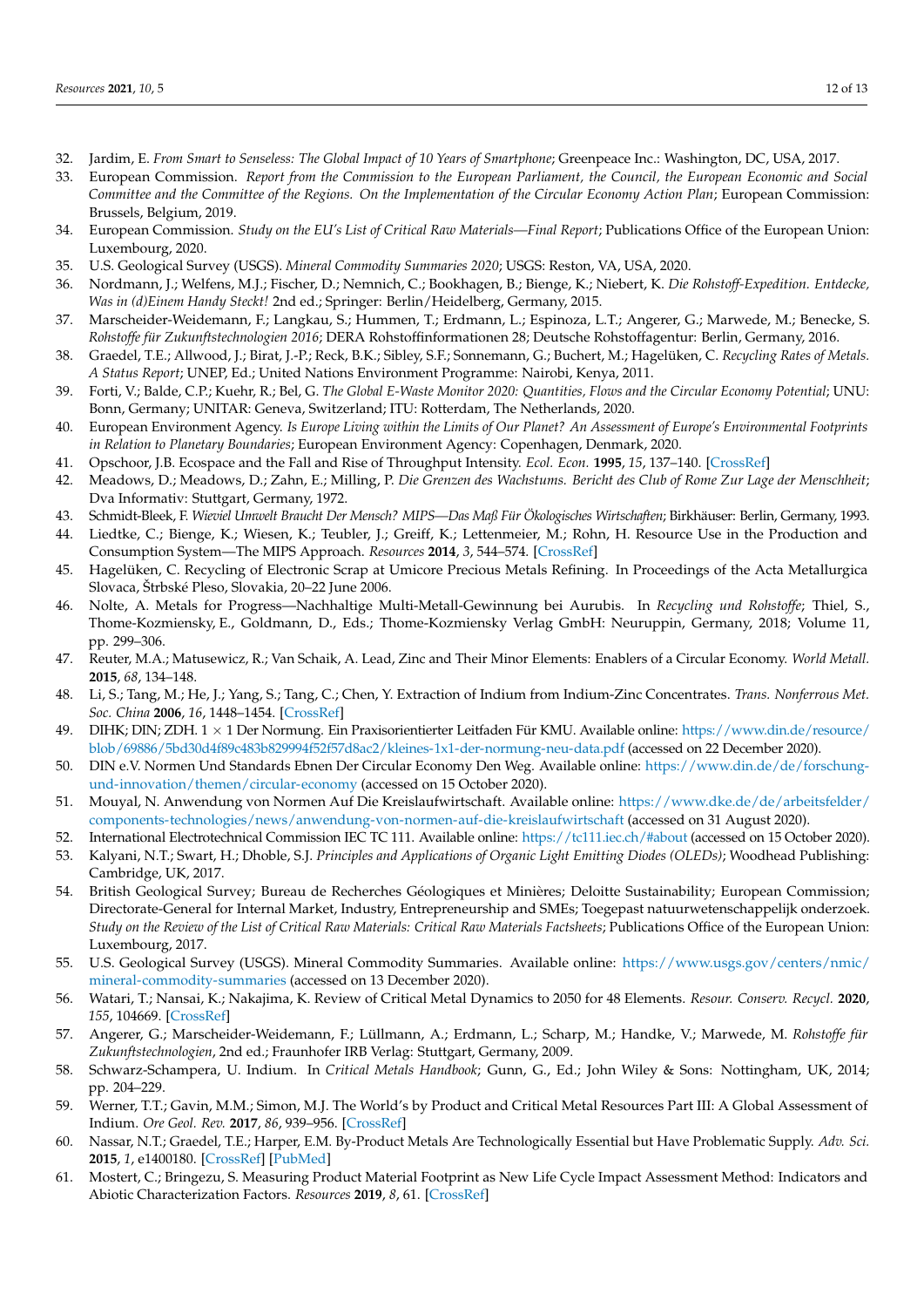32. Jardim, E. *From Smart to Senseless: The Global Impact of 10 Years of Smartphone*; Greenpeace Inc.: Washington, DC, USA, 2017.
33. European Commission. *Report from the Commission to the European Parliament, the Council, the European Economic and Social Committee and the Committee of the Regions. On the Implementation of the Circular Economy Action Plan*; European Commission: Brussels, Belgium, 2019.
34. European Commission. *Study on the EU's List of Critical Raw Materials—Final Report*; Publications Office of the European Union: Luxembourg, 2020.
35. U.S. Geological Survey (USGS). *Mineral Commodity Summaries 2020*; USGS: Reston, VA, USA, 2020.
36. Nordmann, J.; Welfens, M.J.; Fischer, D.; Nemnich, C.; Bookhagen, B.; Bienge, K.; Niebert, K. *Die Rohstoff-Expedition. Entdecke, Was in (d)Einem Handy Steckt!* 2nd ed.; Springer: Berlin/Heidelberg, Germany, 2015.
37. Marscheider-Weidemann, F.; Langkau, S.; Hummen, T.; Erdmann, L.; Espinoza, L.T.; Angerer, G.; Marwede, M.; Benecke, S. *Rohstoffe für Zukunftstechnologien 2016*; DERA Rohstoffinformationen 28; Deutsche Rohstoffagentur: Berlin, Germany, 2016.
38. Graedel, T.E.; Allwood, J.; Birat, J.-P.; Reck, B.K.; Sibley, S.F.; Sonnemann, G.; Buchert, M.; Hagelüken, C. *Recycling Rates of Metals. A Status Report*; UNEP, Ed.; United Nations Environment Programme: Nairobi, Kenya, 2011.
39. Forti, V.; Balde, C.P.; Kuehr, R.; Bel, G. *The Global E-Waste Monitor 2020: Quantities, Flows and the Circular Economy Potential*; UNU: Bonn, Germany; UNITAR: Geneva, Switzerland; ITU: Rotterdam, The Netherlands, 2020.
40. European Environment Agency. *Is Europe Living within the Limits of Our Planet? An Assessment of Europe's Environmental Footprints in Relation to Planetary Boundaries*; European Environment Agency: Copenhagen, Denmark, 2020.
41. Opschoor, J.B. Ecospace and the Fall and Rise of Throughput Intensity. *Ecol. Econ.* **1995**, *15*, 137–140. [CrossRef]
42. Meadows, D.; Meadows, D.; Zahn, E.; Milling, P. *Die Grenzen des Wachstums. Bericht des Club of Rome Zur Lage der Menschheit*; Dva Informativ: Stuttgart, Germany, 1972.
43. Schmidt-Bleek, F. *Wieviel Umwelt Braucht Der Mensch? MIPS—Das Maß Für Ökologisches Wirtschaften*; Birkhäuser: Berlin, Germany, 1993.
44. Liedtke, C.; Bienge, K.; Wiesen, K.; Teubler, J.; Greiff, K.; Lettenmeier, M.; Rohn, H. Resource Use in the Production and Consumption System—The MIPS Approach. *Resources* **2014**, *3*, 544–574. [CrossRef]
45. Hagelüken, C. Recycling of Electronic Scrap at Umicore Precious Metals Refining. In Proceedings of the Acta Metallurgica Slovaca, Štrbské Pleso, Slovakia, 20–22 June 2006.
46. Nolte, A. Metals for Progress—Nachhaltige Multi-Metall-Gewinnung bei Aurubis. In *Recycling und Rohstoffe*; Thiel, S., Thome-Kozmiensky, E., Goldmann, D., Eds.; Thome-Kozmiensky Verlag GmbH: Neuruppin, Germany, 2018; Volume 11, pp. 299–306.
47. Reuter, M.A.; Matusewicz, R.; Van Schaik, A. Lead, Zinc and Their Minor Elements: Enablers of a Circular Economy. *World Metall.* **2015**, *68*, 134–148.
48. Li, S.; Tang, M.; He, J.; Yang, S.; Tang, C.; Chen, Y. Extraction of Indium from Indium-Zinc Concentrates. *Trans. Nonferrous Met. Soc. China* **2006**, *16*, 1448–1454. [CrossRef]
49. DIHK; DIN; ZDH. 1 × 1 Der Normung. Ein Praxisorientierter Leitfaden Für KMU. Available online: https://www.din.de/resource/blob/69886/5bd30d4f89c483b829994f52f57d8ac2/kleines-1x1-der-normung-neu-data.pdf (accessed on 22 December 2020).
50. DIN e.V. Normen Und Standards Ebnen Der Circular Economy Den Weg. Available online: https://www.din.de/de/forschung-und-innovation/themen/circular-economy (accessed on 15 October 2020).
51. Mouyal, N. Anwendung von Normen Auf Die Kreislaufwirtschaft. Available online: https://www.dke.de/de/arbeitsfelder/components-technologies/news/anwendung-von-normen-auf-die-kreislaufwirtschaft (accessed on 31 August 2020).
52. International Electrotechnical Commission IEC TC 111. Available online: https://tc111.iec.ch/#about (accessed on 15 October 2020).
53. Kalyani, N.T.; Swart, H.; Dhoble, S.J. *Principles and Applications of Organic Light Emitting Diodes (OLEDs)*; Woodhead Publishing: Cambridge, UK, 2017.
54. British Geological Survey; Bureau de Recherches Géologiques et Minières; Deloitte Sustainability; European Commission; Directorate-General for Internal Market, Industry, Entrepreneurship and SMEs; Toegepast natuurwetenschappelijk onderzoek. *Study on the Review of the List of Critical Raw Materials: Critical Raw Materials Factsheets*; Publications Office of the European Union: Luxembourg, 2017.
55. U.S. Geological Survey (USGS). Mineral Commodity Summaries. Available online: https://www.usgs.gov/centers/nmic/mineral-commodity-summaries (accessed on 13 December 2020).
56. Watari, T.; Nansai, K.; Nakajima, K. Review of Critical Metal Dynamics to 2050 for 48 Elements. *Resour. Conserv. Recycl.* **2020**, *155*, 104669. [CrossRef]
57. Angerer, G.; Marscheider-Weidemann, F.; Lüllmann, A.; Erdmann, L.; Scharp, M.; Handke, V.; Marwede, M. *Rohstoffe für Zukunftstechnologien*, 2nd ed.; Fraunhofer IRB Verlag: Stuttgart, Germany, 2009.
58. Schwarz-Schampera, U. Indium. In *Critical Metals Handbook*; Gunn, G., Ed.; John Wiley & Sons: Nottingham, UK, 2014; pp. 204–229.
59. Werner, T.T.; Gavin, M.M.; Simon, M.J. The World's by Product and Critical Metal Resources Part III: A Global Assessment of Indium. *Ore Geol. Rev.* **2017**, *86*, 939–956. [CrossRef]
60. Nassar, N.T.; Graedel, T.E.; Harper, E.M. By-Product Metals Are Technologically Essential but Have Problematic Supply. *Adv. Sci.* **2015**, *1*, e1400180. [CrossRef] [PubMed]
61. Mostert, C.; Bringezu, S. Measuring Product Material Footprint as New Life Cycle Impact Assessment Method: Indicators and Abiotic Characterization Factors. *Resources* **2019**, *8*, 61. [CrossRef]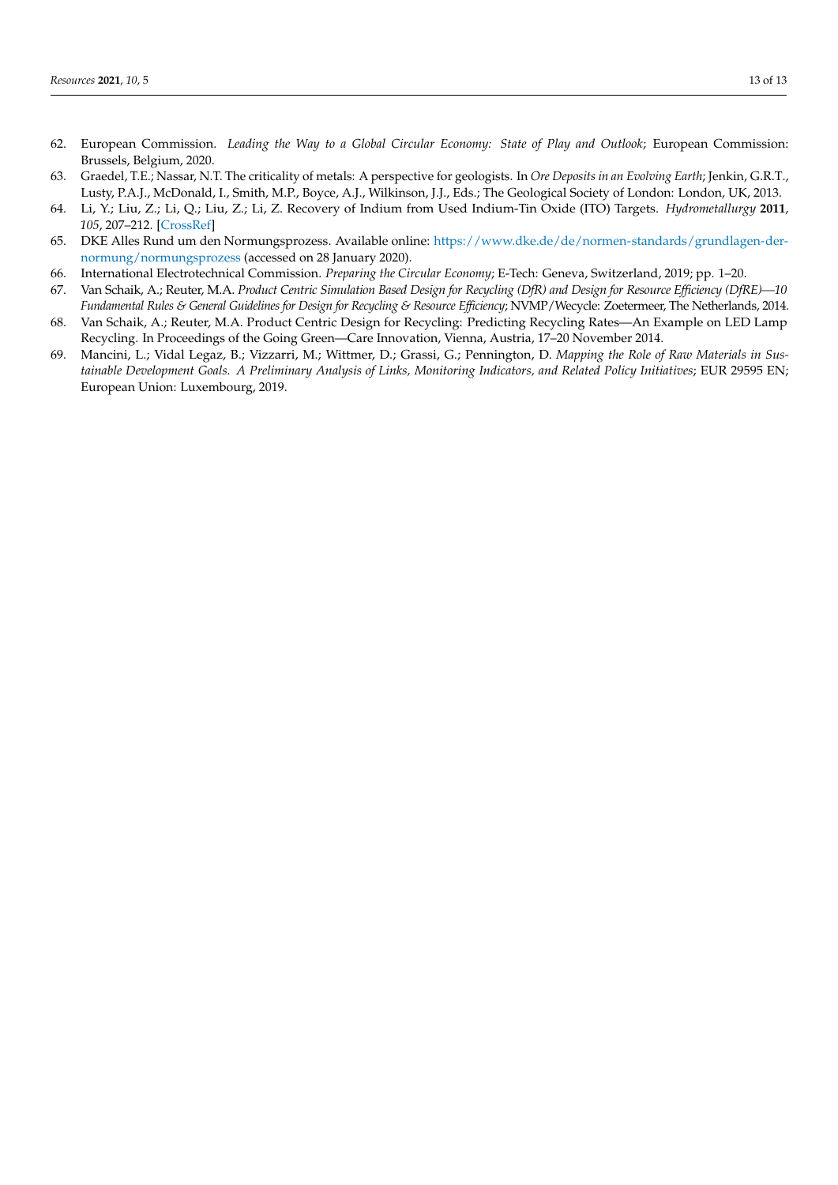62. European Commission. *Leading the Way to a Global Circular Economy: State of Play and Outlook*; European Commission: Brussels, Belgium, 2020.
63. Graedel, T.E.; Nassar, N.T. The criticality of metals: A perspective for geologists. In *Ore Deposits in an Evolving Earth*; Jenkin, G.R.T., Lusty, P.A.J., McDonald, I., Smith, M.P., Boyce, A.J., Wilkinson, J.J., Eds.; The Geological Society of London: London, UK, 2013.
64. Li, Y.; Liu, Z.; Li, Q.; Liu, Z.; Li, Z. Recovery of Indium from Used Indium-Tin Oxide (ITO) Targets. *Hydrometallurgy* **2011**, *105*, 207–212. [CrossRef]
65. DKE Alles Rund um den Normungsprozess. Available online: https://www.dke.de/de/normen-standards/grundlagen-der-normung/normungsprozess (accessed on 28 January 2020).
66. International Electrotechnical Commission. *Preparing the Circular Economy*; E-Tech: Geneva, Switzerland, 2019; pp. 1–20.
67. Van Schaik, A.; Reuter, M.A. *Product Centric Simulation Based Design for Recycling (DfR) and Design for Resource Efficiency (DfRE)—10 Fundamental Rules & General Guidelines for Design for Recycling & Resource Efficiency*; NVMP/Wecycle: Zoetermeer, The Netherlands, 2014.
68. Van Schaik, A.; Reuter, M.A. Product Centric Design for Recycling: Predicting Recycling Rates—An Example on LED Lamp Recycling. In Proceedings of the Going Green—Care Innovation, Vienna, Austria, 17–20 November 2014.
69. Mancini, L.; Vidal Legaz, B.; Vizzarri, M.; Wittmer, D.; Grassi, G.; Pennington, D. *Mapping the Role of Raw Materials in Sustainable Development Goals. A Preliminary Analysis of Links, Monitoring Indicators, and Related Policy Initiatives*; EUR 29595 EN; European Union: Luxembourg, 2019.